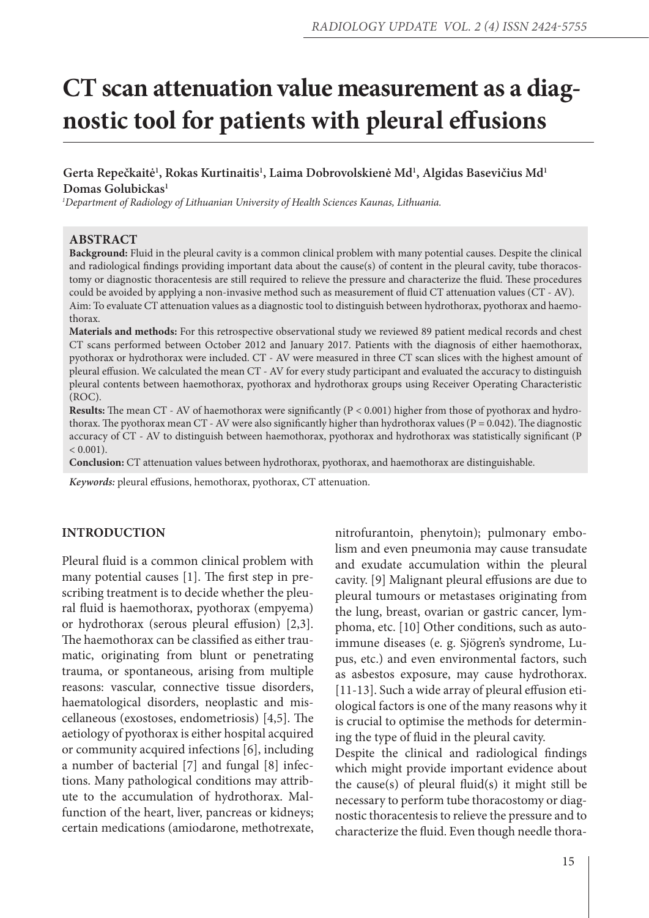# CT scan attenuation value measurement as a diagnostic tool for patients with pleural effusions

**Gerta Repečkaitė[1], Rokas Kurtinaitis[1], Laima Dobrovolskienė Md[1], Algidas Basevičius Md[1] Domas Golubickas[1]**

*[1]Department of Radiology of Lithuanian University of Health Sciences Kaunas, Lithuania.*

## ABSTRACT

**Background:** Fluid in the pleural cavity is a common clinical problem with many potential causes. Despite the clinical and radiological findings providing important data about the cause(s) of content in the pleural cavity, tube thoracostomy or diagnostic thoracentesis are still required to relieve the pressure and characterize the fluid. These procedures could be avoided by applying a non-invasive method such as measurement of fluid CT attenuation values (CT - AV).

Aim: To evaluate CT attenuation values as a diagnostic tool to distinguish between hydrothorax, pyothorax and haemothorax.

**Materials and methods:** For this retrospective observational study we reviewed 89 patient medical records and chest CT scans performed between October 2012 and January 2017. Patients with the diagnosis of either haemothorax, pyothorax or hydrothorax were included. CT - AV were measured in three CT scan slices with the highest amount of pleural effusion. We calculated the mean CT - AV for every study participant and evaluated the accuracy to distinguish pleural contents between haemothorax, pyothorax and hydrothorax groups using Receiver Operating Characteristic (ROC).

**Results:** The mean CT - AV of haemothorax were significantly ($P < 0.001$) higher from those of pyothorax and hydrothorax. The pyothorax mean CT - AV were also significantly higher than hydrothorax values ($P = 0.042$). The diagnostic accuracy of CT - AV to distinguish between haemothorax, pyothorax and hydrothorax was statistically significant ($P < 0.001$).

**Conclusion:** CT attenuation values between hydrothorax, pyothorax, and haemothorax are distinguishable.

*Keywords:* pleural effusions, hemothorax, pyothorax, CT attenuation.

## INTRODUCTION

Pleural fluid is a common clinical problem with many potential causes [1]. The first step in prescribing treatment is to decide whether the pleural fluid is haemothorax, pyothorax (empyema) or hydrothorax (serous pleural effusion) [2,3]. The haemothorax can be classified as either traumatic, originating from blunt or penetrating trauma, or spontaneous, arising from multiple reasons: vascular, connective tissue disorders, haematological disorders, neoplastic and miscellaneous (exostoses, endometriosis) [4,5]. The aetiology of pyothorax is either hospital acquired or community acquired infections [6], including a number of bacterial [7] and fungal [8] infections. Many pathological conditions may attribute to the accumulation of hydrothorax. Malfunction of the heart, liver, pancreas or kidneys; certain medications (amiodarone, methotrexate, nitrofurantoin, phenytoin); pulmonary embolism and even pneumonia may cause transudate and exudate accumulation within the pleural cavity. [9] Malignant pleural effusions are due to pleural tumours or metastases originating from the lung, breast, ovarian or gastric cancer, lymphoma, etc. [10] Other conditions, such as autoimmune diseases (e. g. Sjögren's syndrome, Lupus, etc.) and even environmental factors, such as asbestos exposure, may cause hydrothorax. [11-13]. Such a wide array of pleural effusion etiological factors is one of the many reasons why it is crucial to optimise the methods for determining the type of fluid in the pleural cavity.

Despite the clinical and radiological findings which might provide important evidence about the cause(s) of pleural fluid(s) it might still be necessary to perform tube thoracostomy or diagnostic thoracentesis to relieve the pressure and to characterize the fluid. Even though needle thora-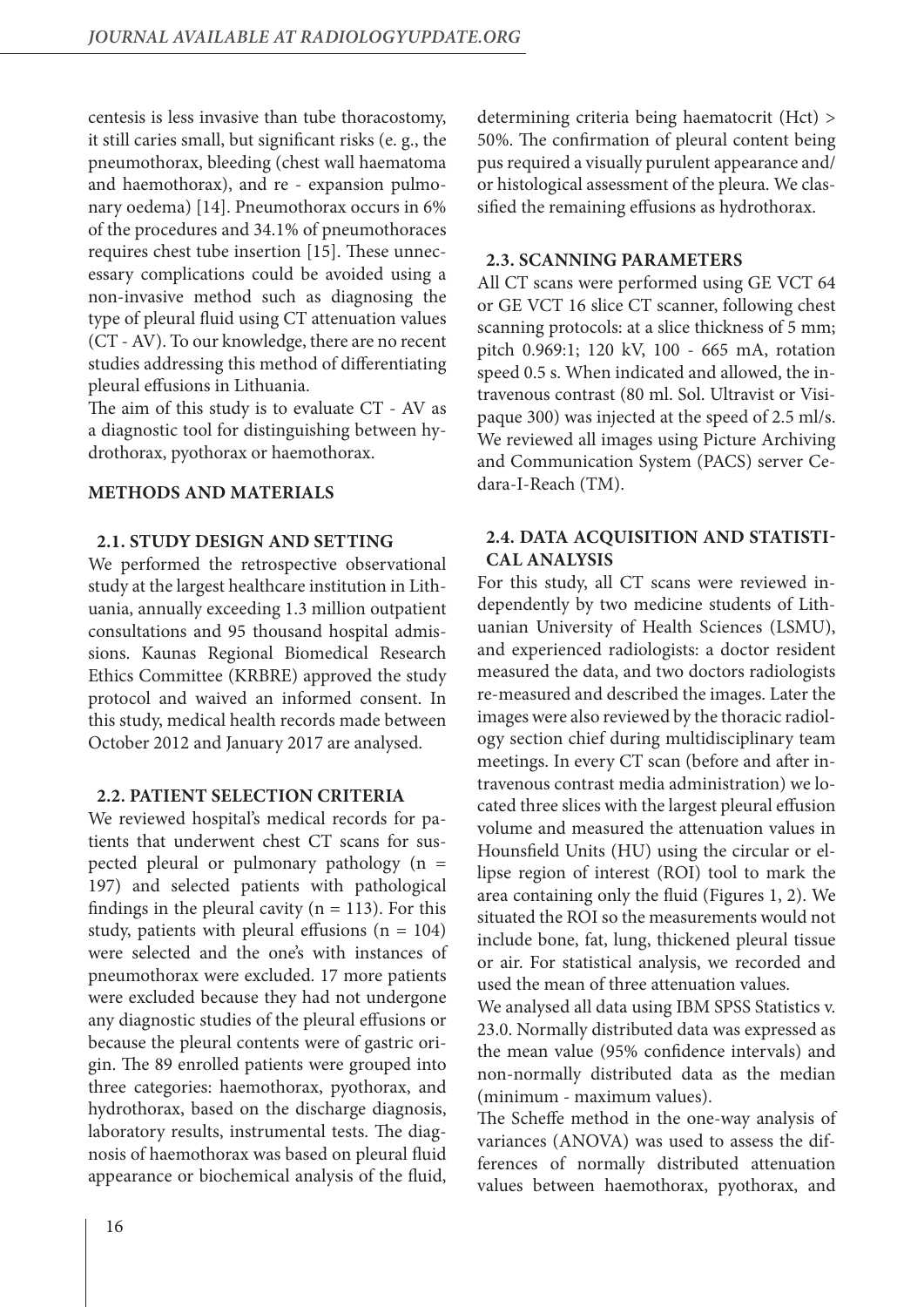centesis is less invasive than tube thoracostomy, it still caries small, but significant risks (e. g., the pneumothorax, bleeding (chest wall haematoma and haemothorax), and re - expansion pulmonary oedema) [14]. Pneumothorax occurs in 6% of the procedures and 34.1% of pneumothoraces requires chest tube insertion [15]. These unnecessary complications could be avoided using a non-invasive method such as diagnosing the type of pleural fluid using CT attenuation values (CT - AV). To our knowledge, there are no recent studies addressing this method of differentiating pleural effusions in Lithuania.

The aim of this study is to evaluate CT - AV as a diagnostic tool for distinguishing between hydrothorax, pyothorax or haemothorax.

## METHODS AND MATERIALS

### 2.1. STUDY DESIGN AND SETTING

We performed the retrospective observational study at the largest healthcare institution in Lithuania, annually exceeding 1.3 million outpatient consultations and 95 thousand hospital admissions. Kaunas Regional Biomedical Research Ethics Committee (KRBRE) approved the study protocol and waived an informed consent. In this study, medical health records made between October 2012 and January 2017 are analysed.

### 2.2. PATIENT SELECTION CRITERIA

We reviewed hospital's medical records for patients that underwent chest CT scans for suspected pleural or pulmonary pathology ($n = 197$) and selected patients with pathological findings in the pleural cavity ($n = 113$). For this study, patients with pleural effusions ($n = 104$) were selected and the one's with instances of pneumothorax were excluded. 17 more patients were excluded because they had not undergone any diagnostic studies of the pleural effusions or because the pleural contents were of gastric origin. The 89 enrolled patients were grouped into three categories: haemothorax, pyothorax, and hydrothorax, based on the discharge diagnosis, laboratory results, instrumental tests. The diagnosis of haemothorax was based on pleural fluid appearance or biochemical analysis of the fluid, determining criteria being haematocrit (Hct) > 50%. The confirmation of pleural content being pus required a visually purulent appearance and/or histological assessment of the pleura. We classified the remaining effusions as hydrothorax.

### 2.3. SCANNING PARAMETERS

All CT scans were performed using GE VCT 64 or GE VCT 16 slice CT scanner, following chest scanning protocols: at a slice thickness of 5 mm; pitch 0.969:1; 120 kV, 100 - 665 mA, rotation speed 0.5 s. When indicated and allowed, the intravenous contrast (80 ml. Sol. Ultravist or Visipaque 300) was injected at the speed of 2.5 ml/s. We reviewed all images using Picture Archiving and Communication System (PACS) server Cedara-I-Reach (TM).

### 2.4. DATA ACQUISITION AND STATISTICAL ANALYSIS

For this study, all CT scans were reviewed independently by two medicine students of Lithuanian University of Health Sciences (LSMU), and experienced radiologists: a doctor resident measured the data, and two doctors radiologists re-measured and described the images. Later the images were also reviewed by the thoracic radiology section chief during multidisciplinary team meetings. In every CT scan (before and after intravenous contrast media administration) we located three slices with the largest pleural effusion volume and measured the attenuation values in Hounsfield Units (HU) using the circular or ellipse region of interest (ROI) tool to mark the area containing only the fluid (Figures 1, 2). We situated the ROI so the measurements would not include bone, fat, lung, thickened pleural tissue or air. For statistical analysis, we recorded and used the mean of three attenuation values.

We analysed all data using IBM SPSS Statistics v. 23.0. Normally distributed data was expressed as the mean value (95% confidence intervals) and non-normally distributed data as the median (minimum - maximum values).

The Scheffe method in the one-way analysis of variances (ANOVA) was used to assess the differences of normally distributed attenuation values between haemothorax, pyothorax, and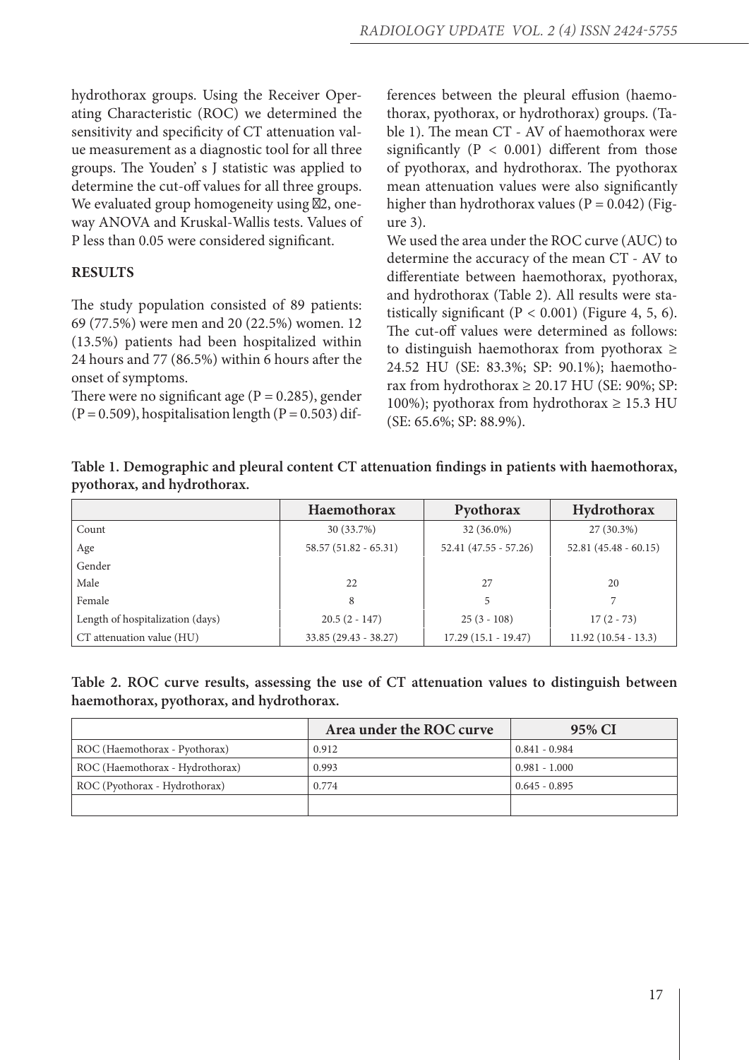hydrothorax groups. Using the Receiver Operating Characteristic (ROC) we determined the sensitivity and specificity of CT attenuation value measurement as a diagnostic tool for all three groups. The Youden' s J statistic was applied to determine the cut-off values for all three groups. We evaluated group homogeneity using $\chi^2$, one-way ANOVA and Kruskal-Wallis tests. Values of P less than 0.05 were considered significant.

## RESULTS

The study population consisted of 89 patients: 69 (77.5%) were men and 20 (22.5%) women. 12 (13.5%) patients had been hospitalized within 24 hours and 77 (86.5%) within 6 hours after the onset of symptoms.

There were no significant age ($P = 0.285$), gender ($P = 0.509$), hospitalisation length ($P = 0.503$) differences between the pleural effusion (haemothorax, pyothorax, or hydrothorax) groups. (Table 1). The mean CT - AV of haemothorax were significantly ($P < 0.001$) different from those of pyothorax, and hydrothorax. The pyothorax mean attenuation values were also significantly higher than hydrothorax values ($P = 0.042$) (Figure 3).

We used the area under the ROC curve (AUC) to determine the accuracy of the mean CT - AV to differentiate between haemothorax, pyothorax, and hydrothorax (Table 2). All results were statistically significant ($P < 0.001$) (Figure 4, 5, 6). The cut-off values were determined as follows: to distinguish haemothorax from pyothorax ≥ 24.52 HU (SE: 83.3%; SP: 90.1%); haemothorax from hydrothorax ≥ 20.17 HU (SE: 90%; SP: 100%); pyothorax from hydrothorax ≥ 15.3 HU (SE: 65.6%; SP: 88.9%).

**Table 1. Demographic and pleural content CT attenuation findings in patients with haemothorax, pyothorax, and hydrothorax.**

| | Haemothorax | Pyothorax | Hydrothorax |
|---|---|---|---|
| Count | 30 (33.7%) | 32 (36.0%) | 27 (30.3%) |
| Age | 58.57 (51.82 - 65.31) | 52.41 (47.55 - 57.26) | 52.81 (45.48 - 60.15) |
| Gender | | | |
| Male | 22 | 27 | 20 |
| Female | 8 | 5 | 7 |
| Length of hospitalization (days) | 20.5 (2 - 147) | 25 (3 - 108) | 17 (2 - 73) |
| CT attenuation value (HU) | 33.85 (29.43 - 38.27) | 17.29 (15.1 - 19.47) | 11.92 (10.54 - 13.3) |

**Table 2. ROC curve results, assessing the use of CT attenuation values to distinguish between haemothorax, pyothorax, and hydrothorax.**

| | Area under the ROC curve | 95% CI |
|---|---|---|
| ROC (Haemothorax - Pyothorax) | 0.912 | 0.841 - 0.984 |
| ROC (Haemothorax - Hydrothorax) | 0.993 | 0.981 - 1.000 |
| ROC (Pyothorax - Hydrothorax) | 0.774 | 0.645 - 0.895 |
| | | |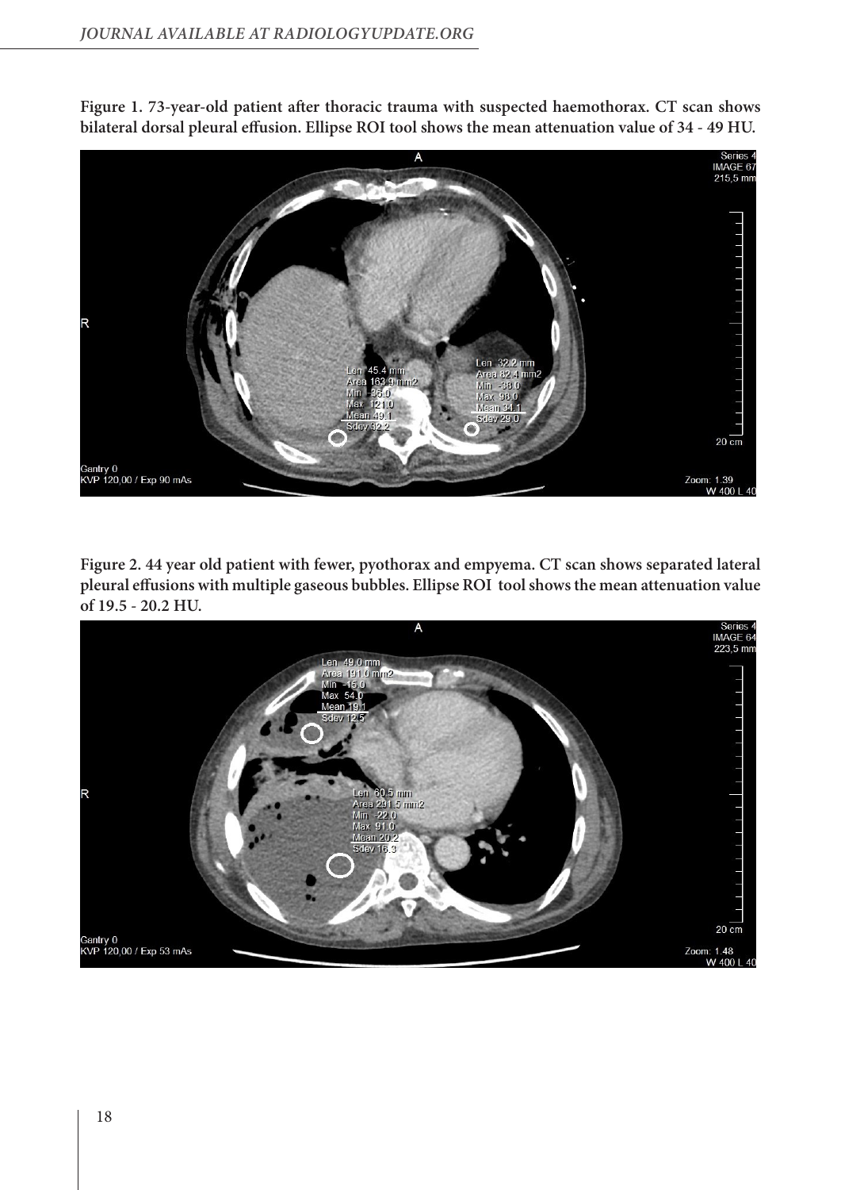**Figure 1. 73-year-old patient after thoracic trauma with suspected haemothorax. CT scan shows bilateral dorsal pleural effusion. Ellipse ROI tool shows the mean attenuation value of 34 - 49 HU.**

**Figure 2. 44 year old patient with fewer, pyothorax and empyema. CT scan shows separated lateral pleural effusions with multiple gaseous bubbles. Ellipse ROI tool shows the mean attenuation value of 19.5 - 20.2 HU.**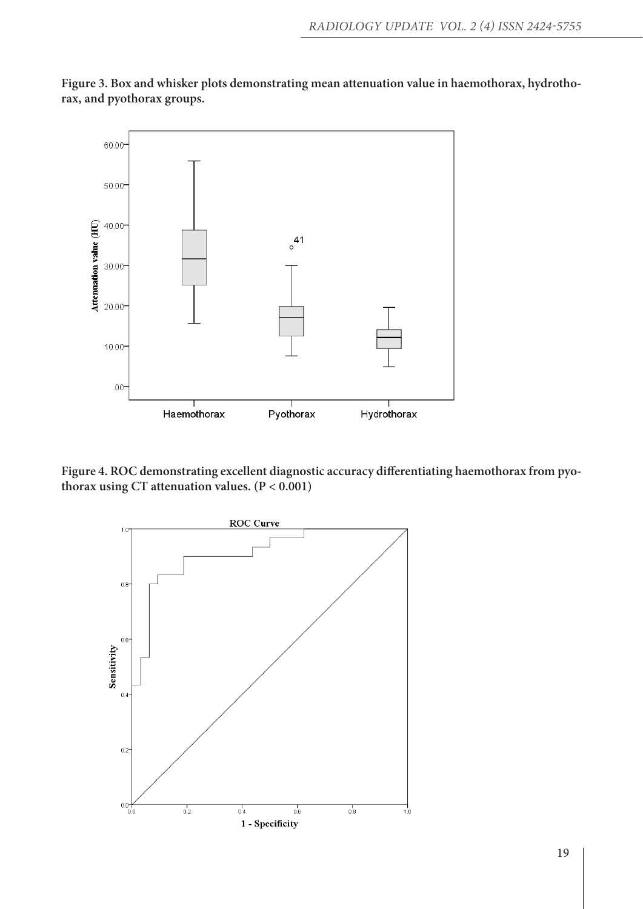**Figure 3. Box and whisker plots demonstrating mean attenuation value in haemothorax, hydrothorax, and pyothorax groups.**

**Figure 4. ROC demonstrating excellent diagnostic accuracy differentiating haemothorax from pyothorax using CT attenuation values. (P < 0.001)**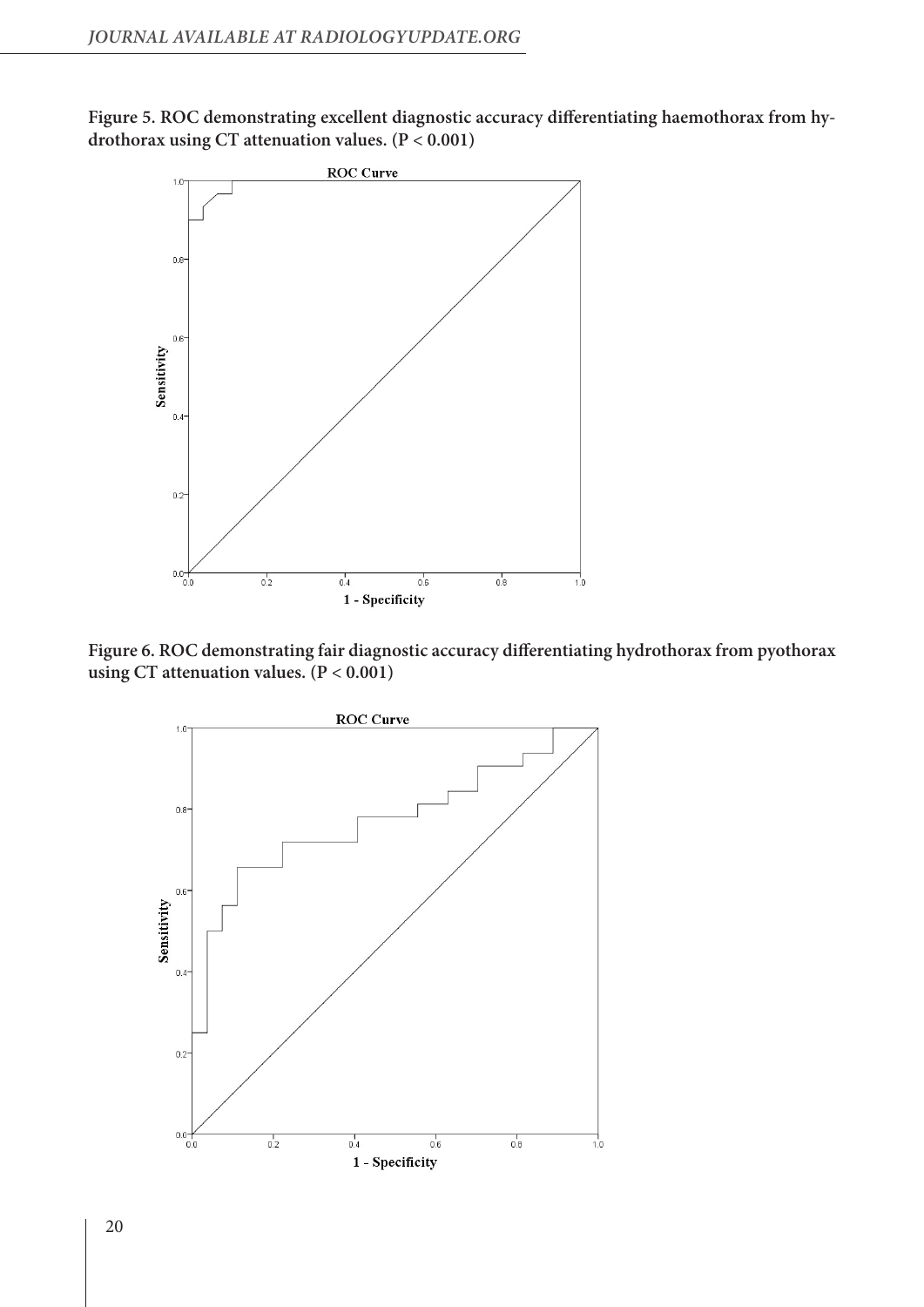**Figure 5. ROC demonstrating excellent diagnostic accuracy differentiating haemothorax from hydrothorax using CT attenuation values. (P < 0.001)**

**Figure 6. ROC demonstrating fair diagnostic accuracy differentiating hydrothorax from pyothorax using CT attenuation values. (P < 0.001)**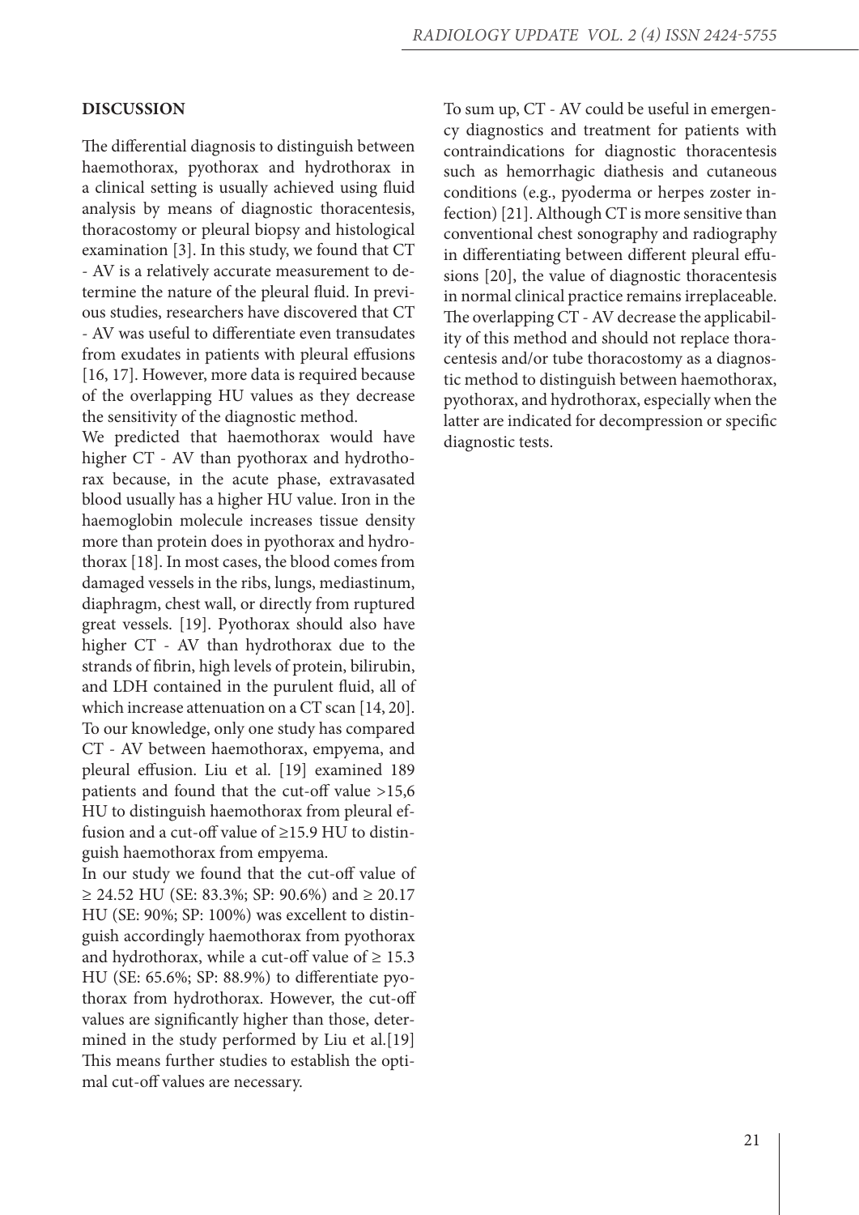## DISCUSSION

The differential diagnosis to distinguish between haemothorax, pyothorax and hydrothorax in a clinical setting is usually achieved using fluid analysis by means of diagnostic thoracentesis, thoracostomy or pleural biopsy and histological examination [3]. In this study, we found that CT - AV is a relatively accurate measurement to determine the nature of the pleural fluid. In previous studies, researchers have discovered that CT - AV was useful to differentiate even transudates from exudates in patients with pleural effusions [16, 17]. However, more data is required because of the overlapping HU values as they decrease the sensitivity of the diagnostic method.

We predicted that haemothorax would have higher CT - AV than pyothorax and hydrothorax because, in the acute phase, extravasated blood usually has a higher HU value. Iron in the haemoglobin molecule increases tissue density more than protein does in pyothorax and hydrothorax [18]. In most cases, the blood comes from damaged vessels in the ribs, lungs, mediastinum, diaphragm, chest wall, or directly from ruptured great vessels. [19]. Pyothorax should also have higher CT - AV than hydrothorax due to the strands of fibrin, high levels of protein, bilirubin, and LDH contained in the purulent fluid, all of which increase attenuation on a CT scan [14, 20]. To our knowledge, only one study has compared CT - AV between haemothorax, empyema, and pleural effusion. Liu et al. [19] examined 189 patients and found that the cut-off value >15,6 HU to distinguish haemothorax from pleural effusion and a cut-off value of ≥15.9 HU to distinguish haemothorax from empyema.

In our study we found that the cut-off value of ≥ 24.52 HU (SE: 83.3%; SP: 90.6%) and ≥ 20.17 HU (SE: 90%; SP: 100%) was excellent to distinguish accordingly haemothorax from pyothorax and hydrothorax, while a cut-off value of ≥ 15.3 HU (SE: 65.6%; SP: 88.9%) to differentiate pyothorax from hydrothorax. However, the cut-off values are significantly higher than those, determined in the study performed by Liu et al.[19] This means further studies to establish the optimal cut-off values are necessary.

To sum up, CT - AV could be useful in emergency diagnostics and treatment for patients with contraindications for diagnostic thoracentesis such as hemorrhagic diathesis and cutaneous conditions (e.g., pyoderma or herpes zoster infection) [21]. Although CT is more sensitive than conventional chest sonography and radiography in differentiating between different pleural effusions [20], the value of diagnostic thoracentesis in normal clinical practice remains irreplaceable. The overlapping CT - AV decrease the applicability of this method and should not replace thoracentesis and/or tube thoracostomy as a diagnostic method to distinguish between haemothorax, pyothorax, and hydrothorax, especially when the latter are indicated for decompression or specific diagnostic tests.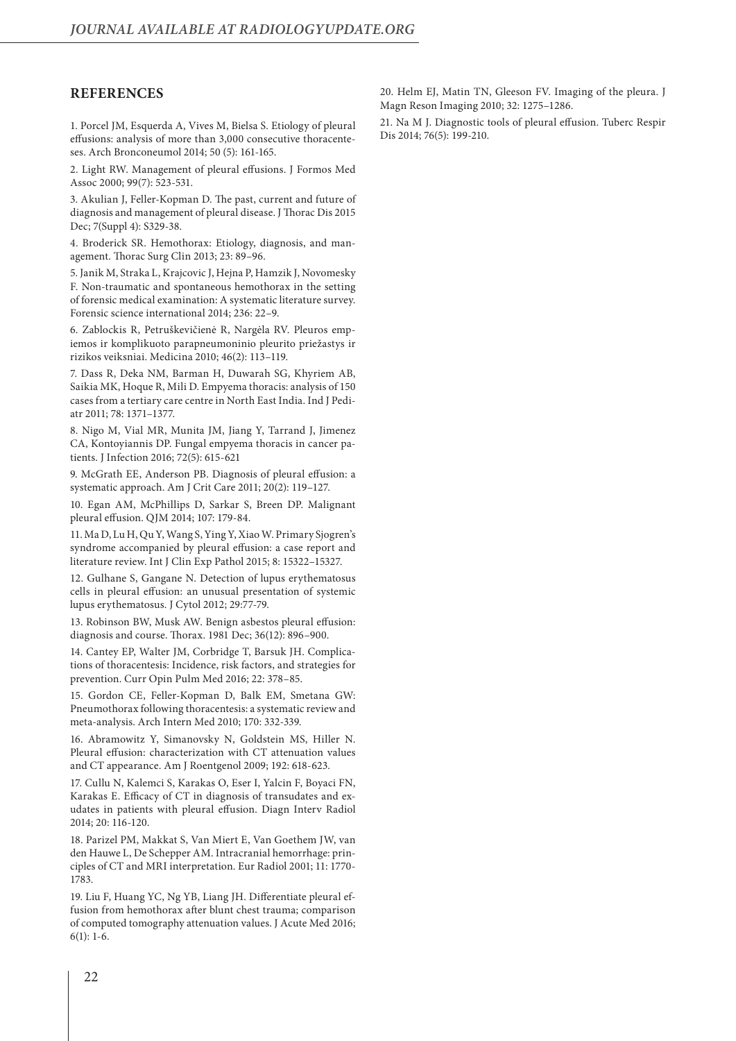## REFERENCES

1. Porcel JM, Esquerda A, Vives M, Bielsa S. Etiology of pleural effusions: analysis of more than 3,000 consecutive thoracenteses. Arch Bronconeumol 2014; 50 (5): 161-165.

2. Light RW. Management of pleural effusions. J Formos Med Assoc 2000; 99(7): 523-531.

3. Akulian J, Feller-Kopman D. The past, current and future of diagnosis and management of pleural disease. J Thorac Dis 2015 Dec; 7(Suppl 4): S329-38.

4. Broderick SR. Hemothorax: Etiology, diagnosis, and management. Thorac Surg Clin 2013; 23: 89–96.

5. Janik M, Straka L, Krajcovic J, Hejna P, Hamzik J, Novomesky F. Non-traumatic and spontaneous hemothorax in the setting of forensic medical examination: A systematic literature survey. Forensic science international 2014; 236: 22–9.

6. Zablockis R, Petruškevičienė R, Nargėla RV. Pleuros empiemos ir komplikuoto parapneumoninio pleurito priežastys ir rizikos veiksniai. Medicina 2010; 46(2): 113–119.

7. Dass R, Deka NM, Barman H, Duwarah SG, Khyriem AB, Saikia MK, Hoque R, Mili D. Empyema thoracis: analysis of 150 cases from a tertiary care centre in North East India. Ind J Pediatr 2011; 78: 1371–1377.

8. Nigo M, Vial MR, Munita JM, Jiang Y, Tarrand J, Jimenez CA, Kontoyiannis DP. Fungal empyema thoracis in cancer patients. J Infection 2016; 72(5): 615-621

9. McGrath EE, Anderson PB. Diagnosis of pleural effusion: a systematic approach. Am J Crit Care 2011; 20(2): 119–127.

10. Egan AM, McPhillips D, Sarkar S, Breen DP. Malignant pleural effusion. QJM 2014; 107: 179-84.

11. Ma D, Lu H, Qu Y, Wang S, Ying Y, Xiao W. Primary Sjogren's syndrome accompanied by pleural effusion: a case report and literature review. Int J Clin Exp Pathol 2015; 8: 15322–15327.

12. Gulhane S, Gangane N. Detection of lupus erythematosus cells in pleural effusion: an unusual presentation of systemic lupus erythematosus. J Cytol 2012; 29:77-79.

13. Robinson BW, Musk AW. Benign asbestos pleural effusion: diagnosis and course. Thorax. 1981 Dec; 36(12): 896–900.

14. Cantey EP, Walter JM, Corbridge T, Barsuk JH. Complications of thoracentesis: Incidence, risk factors, and strategies for prevention. Curr Opin Pulm Med 2016; 22: 378–85.

15. Gordon CE, Feller-Kopman D, Balk EM, Smetana GW: Pneumothorax following thoracentesis: a systematic review and meta-analysis. Arch Intern Med 2010; 170: 332-339.

16. Abramowitz Y, Simanovsky N, Goldstein MS, Hiller N. Pleural effusion: characterization with CT attenuation values and CT appearance. Am J Roentgenol 2009; 192: 618-623.

17. Cullu N, Kalemci S, Karakas O, Eser I, Yalcin F, Boyaci FN, Karakas E. Efficacy of CT in diagnosis of transudates and exudates in patients with pleural effusion. Diagn Interv Radiol 2014; 20: 116-120.

18. Parizel PM, Makkat S, Van Miert E, Van Goethem JW, van den Hauwe L, De Schepper AM. Intracranial hemorrhage: principles of CT and MRI interpretation. Eur Radiol 2001; 11: 1770-1783.

19. Liu F, Huang YC, Ng YB, Liang JH. Differentiate pleural effusion from hemothorax after blunt chest trauma; comparison of computed tomography attenuation values. J Acute Med 2016; 6(1): 1-6.

20. Helm EJ, Matin TN, Gleeson FV. Imaging of the pleura. J Magn Reson Imaging 2010; 32: 1275–1286.

21. Na M J. Diagnostic tools of pleural effusion. Tuberc Respir Dis 2014; 76(5): 199-210.